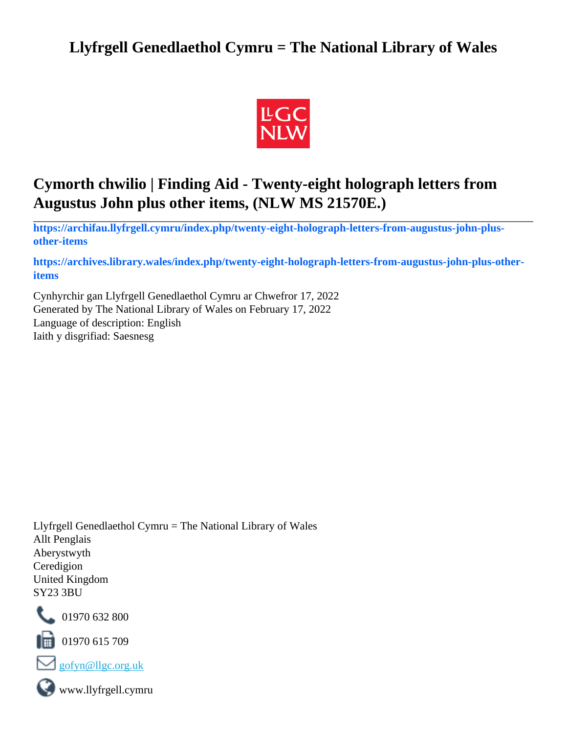# Llyfrgell Genedlaethol Cymru = The National Library of Wales

## Cymorth chwilio | Finding Aid - Twenty-eight holograph letters from Augustus John plus other items, (NLW MS 21570E.)

**https://archifau.llyfrgell.cymru/index.php/twenty-eight-holograph-letters-from-augustus-john-plus-other-items**

**https://archives.library.wales/index.php/twenty-eight-holograph-letters-from-augustus-john-plus-other-items**

Cynhyrchir gan Llyfrgell Genedlaethol Cymru ar Chwefror 17, 2022
Generated by The National Library of Wales on February 17, 2022
Language of description: English
Iaith y disgrifiad: Saesnesg

Llyfrgell Genedlaethol Cymru = The National Library of Wales
Allt Penglais
Aberystwyth
Ceredigion
United Kingdom
SY23 3BU

01970 632 800

01970 615 709

gofyn@llgc.org.uk

www.llyfrgell.cymru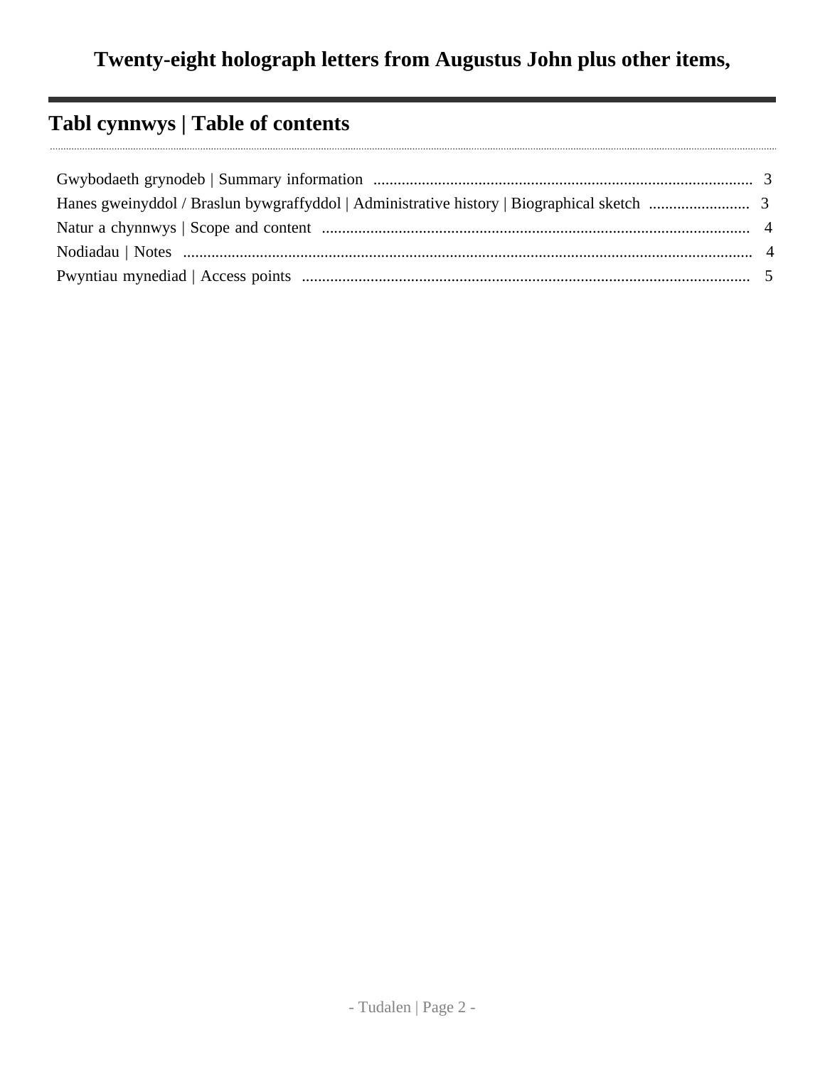# Twenty-eight holograph letters from Augustus John plus other items,

## Tabl cynnwys | Table of contents

Gwybodaeth grynodeb | Summary information .......... 3

Hanes gweinyddol / Braslun bywgraffyddol | Administrative history | Biographical sketch .......... 3

Natur a chynnwys | Scope and content .......... 4

Nodiadau | Notes .......... 4

Pwyntiau mynediad | Access points .......... 5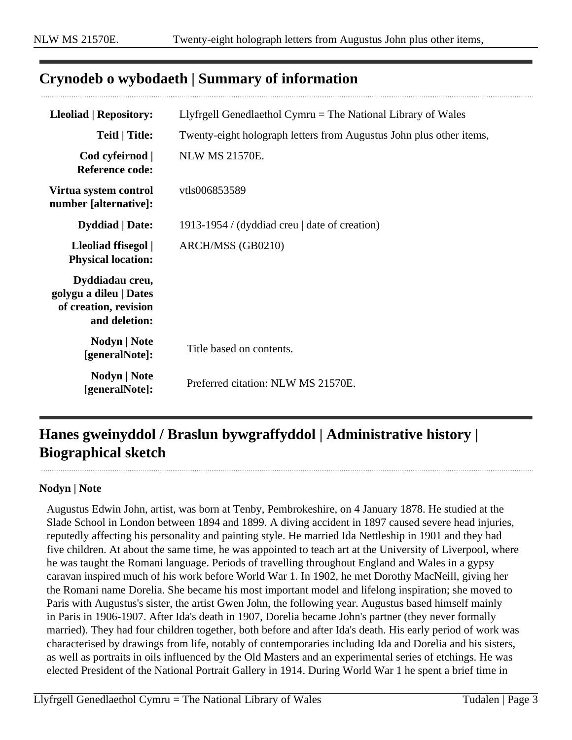## Crynodeb o wybodaeth | Summary of information

| | |
|---|---|
| **Lleoliad \| Repository:** | Llyfrgell Genedlaethol Cymru = The National Library of Wales |
| **Teitl \| Title:** | Twenty-eight holograph letters from Augustus John plus other items, |
| **Cod cyfeirnod \| Reference code:** | NLW MS 21570E. |
| **Virtua system control number [alternative]:** | vtls006853589 |
| **Dyddiad \| Date:** | 1913-1954 / (dyddiad creu \| date of creation) |
| **Lleoliad ffisegol \| Physical location:** | ARCH/MSS (GB0210) |
| **Dyddiadau creu, golygu a dileu \| Dates of creation, revision and deletion:** | |
| **Nodyn \| Note [generalNote]:** | Title based on contents. |
| **Nodyn \| Note [generalNote]:** | Preferred citation: NLW MS 21570E. |

## Hanes gweinyddol / Braslun bywgraffyddol | Administrative history | Biographical sketch

**Nodyn | Note**

Augustus Edwin John, artist, was born at Tenby, Pembrokeshire, on 4 January 1878. He studied at the Slade School in London between 1894 and 1899. A diving accident in 1897 caused severe head injuries, reputedly affecting his personality and painting style. He married Ida Nettleship in 1901 and they had five children. At about the same time, he was appointed to teach art at the University of Liverpool, where he was taught the Romani language. Periods of travelling throughout England and Wales in a gypsy caravan inspired much of his work before World War 1. In 1902, he met Dorothy MacNeill, giving her the Romani name Dorelia. She became his most important model and lifelong inspiration; she moved to Paris with Augustus's sister, the artist Gwen John, the following year. Augustus based himself mainly in Paris in 1906-1907. After Ida's death in 1907, Dorelia became John's partner (they never formally married). They had four children together, both before and after Ida's death. His early period of work was characterised by drawings from life, notably of contemporaries including Ida and Dorelia and his sisters, as well as portraits in oils influenced by the Old Masters and an experimental series of etchings. He was elected President of the National Portrait Gallery in 1914. During World War 1 he spent a brief time in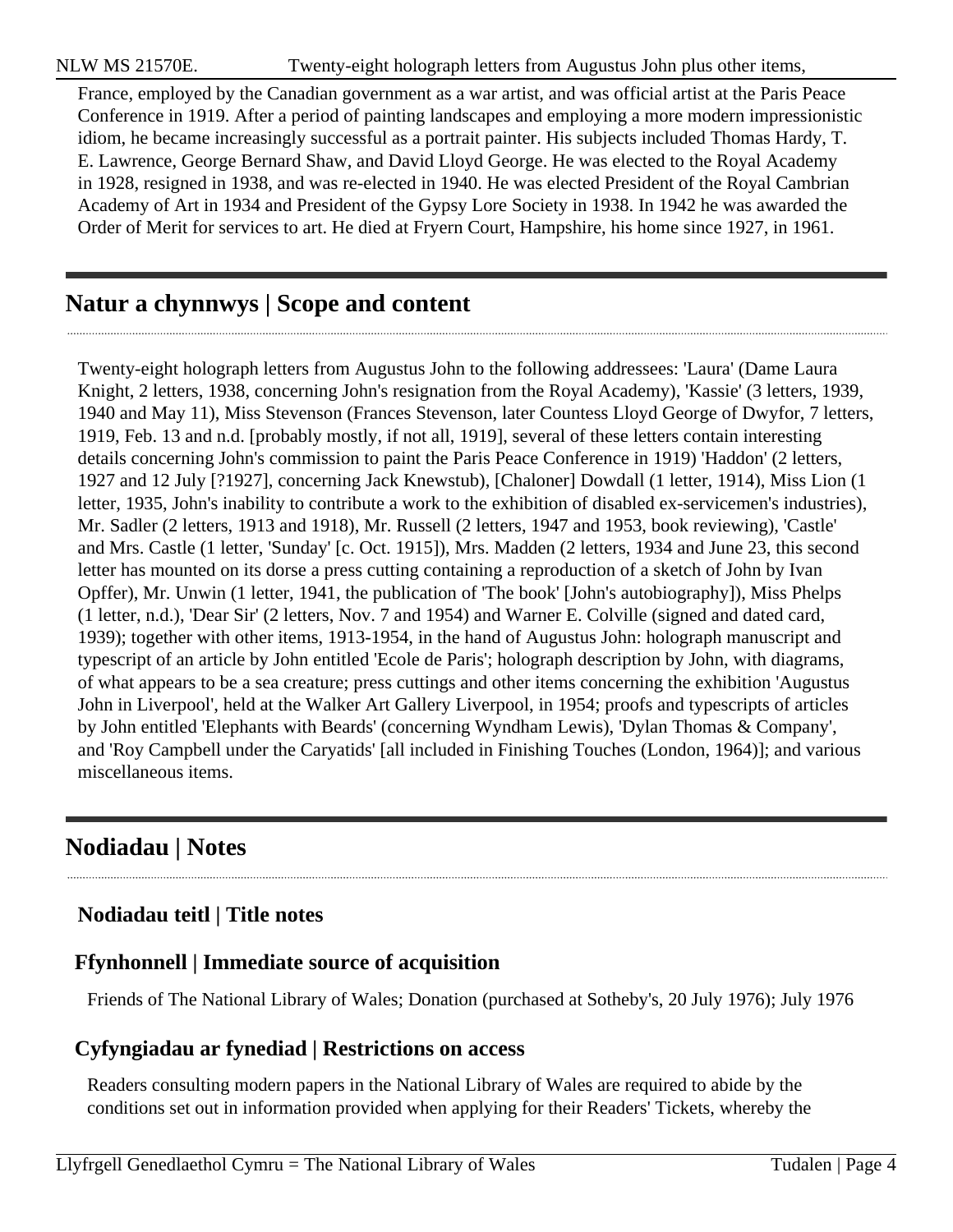France, employed by the Canadian government as a war artist, and was official artist at the Paris Peace Conference in 1919. After a period of painting landscapes and employing a more modern impressionistic idiom, he became increasingly successful as a portrait painter. His subjects included Thomas Hardy, T. E. Lawrence, George Bernard Shaw, and David Lloyd George. He was elected to the Royal Academy in 1928, resigned in 1938, and was re-elected in 1940. He was elected President of the Royal Cambrian Academy of Art in 1934 and President of the Gypsy Lore Society in 1938. In 1942 he was awarded the Order of Merit for services to art. He died at Fryern Court, Hampshire, his home since 1927, in 1961.

## Natur a chynnwys | Scope and content

Twenty-eight holograph letters from Augustus John to the following addressees: 'Laura' (Dame Laura Knight, 2 letters, 1938, concerning John's resignation from the Royal Academy), 'Kassie' (3 letters, 1939, 1940 and May 11), Miss Stevenson (Frances Stevenson, later Countess Lloyd George of Dwyfor, 7 letters, 1919, Feb. 13 and n.d. [probably mostly, if not all, 1919], several of these letters contain interesting details concerning John's commission to paint the Paris Peace Conference in 1919) 'Haddon' (2 letters, 1927 and 12 July [?1927], concerning Jack Knewstub), [Chaloner] Dowdall (1 letter, 1914), Miss Lion (1 letter, 1935, John's inability to contribute a work to the exhibition of disabled ex-servicemen's industries), Mr. Sadler (2 letters, 1913 and 1918), Mr. Russell (2 letters, 1947 and 1953, book reviewing), 'Castle' and Mrs. Castle (1 letter, 'Sunday' [c. Oct. 1915]), Mrs. Madden (2 letters, 1934 and June 23, this second letter has mounted on its dorse a press cutting containing a reproduction of a sketch of John by Ivan Opffer), Mr. Unwin (1 letter, 1941, the publication of 'The book' [John's autobiography]), Miss Phelps (1 letter, n.d.), 'Dear Sir' (2 letters, Nov. 7 and 1954) and Warner E. Colville (signed and dated card, 1939); together with other items, 1913-1954, in the hand of Augustus John: holograph manuscript and typescript of an article by John entitled 'Ecole de Paris'; holograph description by John, with diagrams, of what appears to be a sea creature; press cuttings and other items concerning the exhibition 'Augustus John in Liverpool', held at the Walker Art Gallery Liverpool, in 1954; proofs and typescripts of articles by John entitled 'Elephants with Beards' (concerning Wyndham Lewis), 'Dylan Thomas & Company', and 'Roy Campbell under the Caryatids' [all included in Finishing Touches (London, 1964)]; and various miscellaneous items.

## Nodiadau | Notes

### Nodiadau teitl | Title notes

### Ffynhonnell | Immediate source of acquisition

Friends of The National Library of Wales; Donation (purchased at Sotheby's, 20 July 1976); July 1976

### Cyfyngiadau ar fynediad | Restrictions on access

Readers consulting modern papers in the National Library of Wales are required to abide by the conditions set out in information provided when applying for their Readers' Tickets, whereby the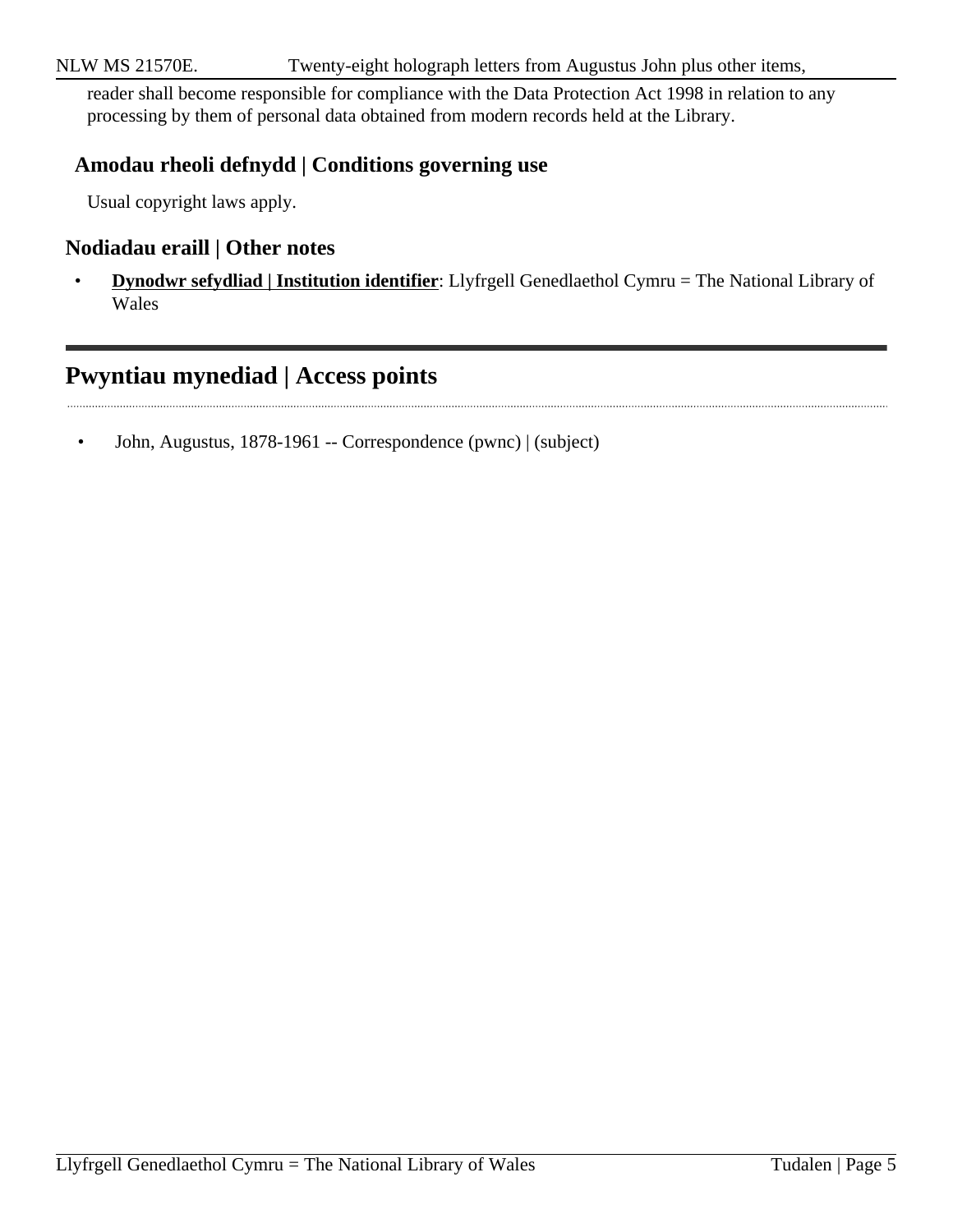reader shall become responsible for compliance with the Data Protection Act 1998 in relation to any processing by them of personal data obtained from modern records held at the Library.

### Amodau rheoli defnydd | Conditions governing use

Usual copyright laws apply.

### Nodiadau eraill | Other notes

- **Dynodwr sefydliad | Institution identifier**: Llyfrgell Genedlaethol Cymru = The National Library of Wales

## Pwyntiau mynediad | Access points

- John, Augustus, 1878-1961 -- Correspondence (pwnc) | (subject)